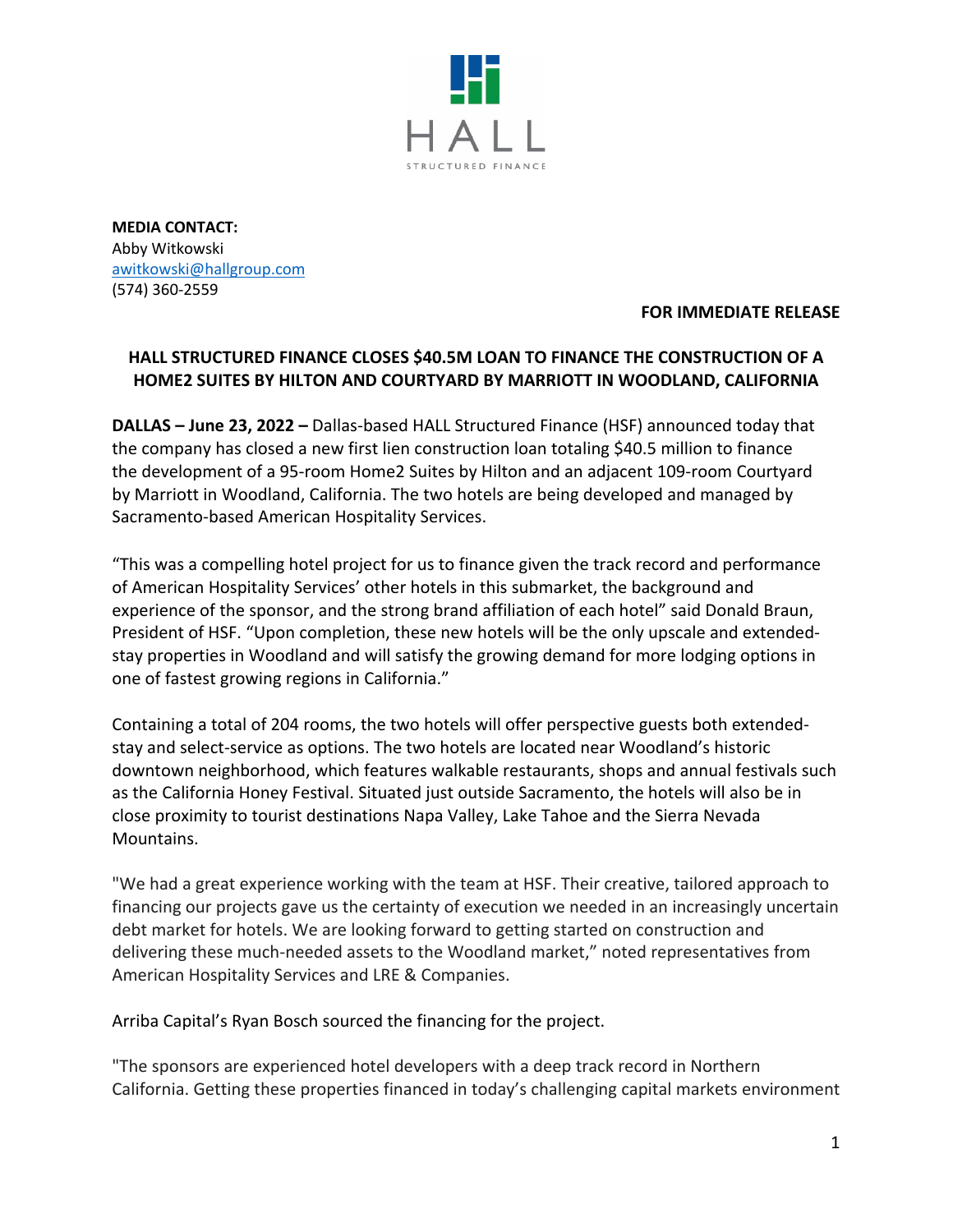HALL

STRUCTURED FINANCE

**MEDIA CONTACT:**
Abby Witkowski
awitkowski@hallgroup.com
(574) 360-2559

**FOR IMMEDIATE RELEASE**

## HALL STRUCTURED FINANCE CLOSES $40.5M LOAN TO FINANCE THE CONSTRUCTION OF A HOME2 SUITES BY HILTON AND COURTYARD BY MARRIOTT IN WOODLAND, CALIFORNIA

**DALLAS – June 23, 2022 –** Dallas-based HALL Structured Finance (HSF) announced today that the company has closed a new first lien construction loan totaling $40.5 million to finance the development of a 95-room Home2 Suites by Hilton and an adjacent 109-room Courtyard by Marriott in Woodland, California. The two hotels are being developed and managed by Sacramento-based American Hospitality Services.

"This was a compelling hotel project for us to finance given the track record and performance of American Hospitality Services' other hotels in this submarket, the background and experience of the sponsor, and the strong brand affiliation of each hotel" said Donald Braun, President of HSF. "Upon completion, these new hotels will be the only upscale and extended-stay properties in Woodland and will satisfy the growing demand for more lodging options in one of fastest growing regions in California."

Containing a total of 204 rooms, the two hotels will offer perspective guests both extended-stay and select-service as options. The two hotels are located near Woodland's historic downtown neighborhood, which features walkable restaurants, shops and annual festivals such as the California Honey Festival. Situated just outside Sacramento, the hotels will also be in close proximity to tourist destinations Napa Valley, Lake Tahoe and the Sierra Nevada Mountains.

"We had a great experience working with the team at HSF. Their creative, tailored approach to financing our projects gave us the certainty of execution we needed in an increasingly uncertain debt market for hotels. We are looking forward to getting started on construction and delivering these much-needed assets to the Woodland market," noted representatives from American Hospitality Services and LRE & Companies.

Arriba Capital's Ryan Bosch sourced the financing for the project.

"The sponsors are experienced hotel developers with a deep track record in Northern California. Getting these properties financed in today's challenging capital markets environment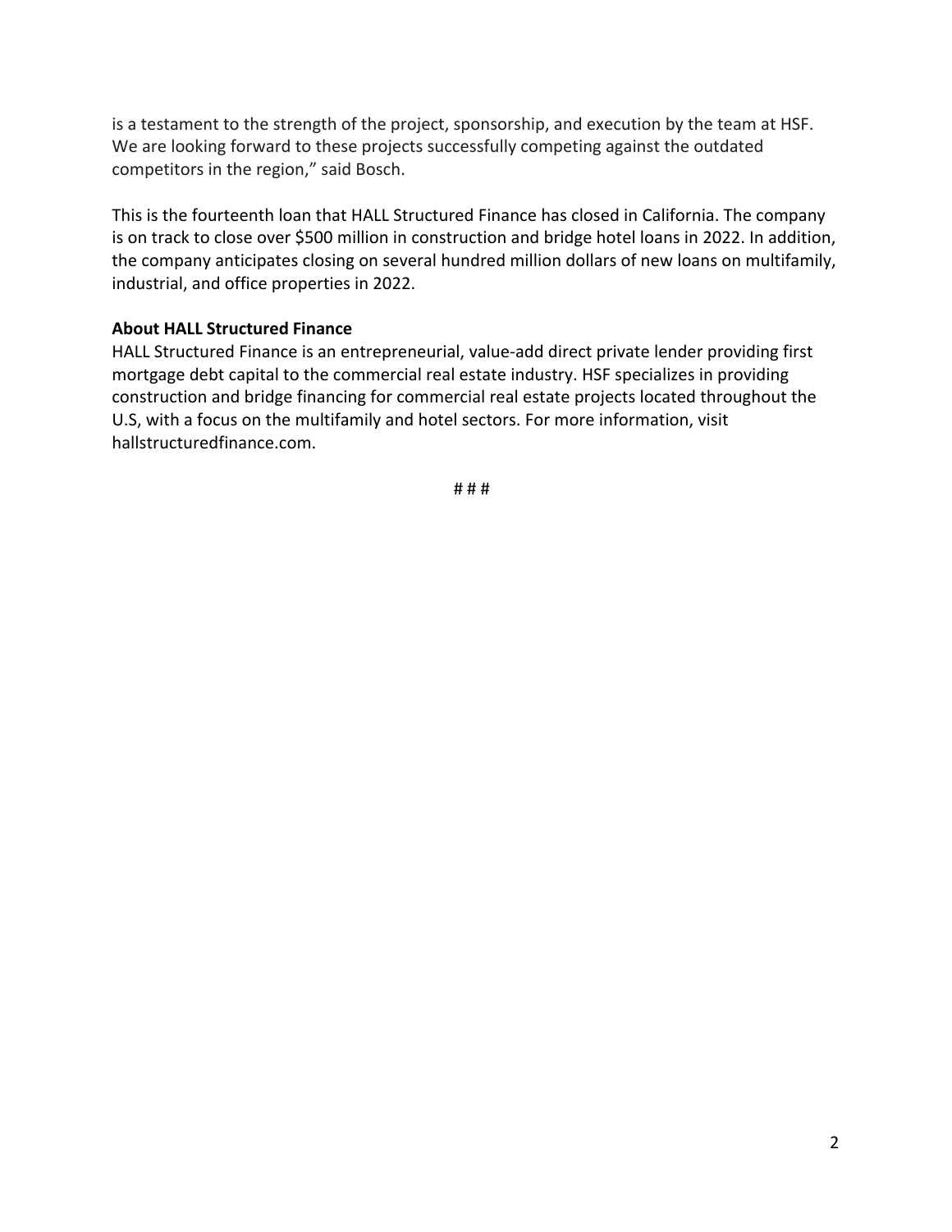is a testament to the strength of the project, sponsorship, and execution by the team at HSF. We are looking forward to these projects successfully competing against the outdated competitors in the region," said Bosch.

This is the fourteenth loan that HALL Structured Finance has closed in California. The company is on track to close over $500 million in construction and bridge hotel loans in 2022. In addition, the company anticipates closing on several hundred million dollars of new loans on multifamily, industrial, and office properties in 2022.

**About HALL Structured Finance**

HALL Structured Finance is an entrepreneurial, value-add direct private lender providing first mortgage debt capital to the commercial real estate industry. HSF specializes in providing construction and bridge financing for commercial real estate projects located throughout the U.S, with a focus on the multifamily and hotel sectors. For more information, visit hallstructuredfinance.com.

# # #